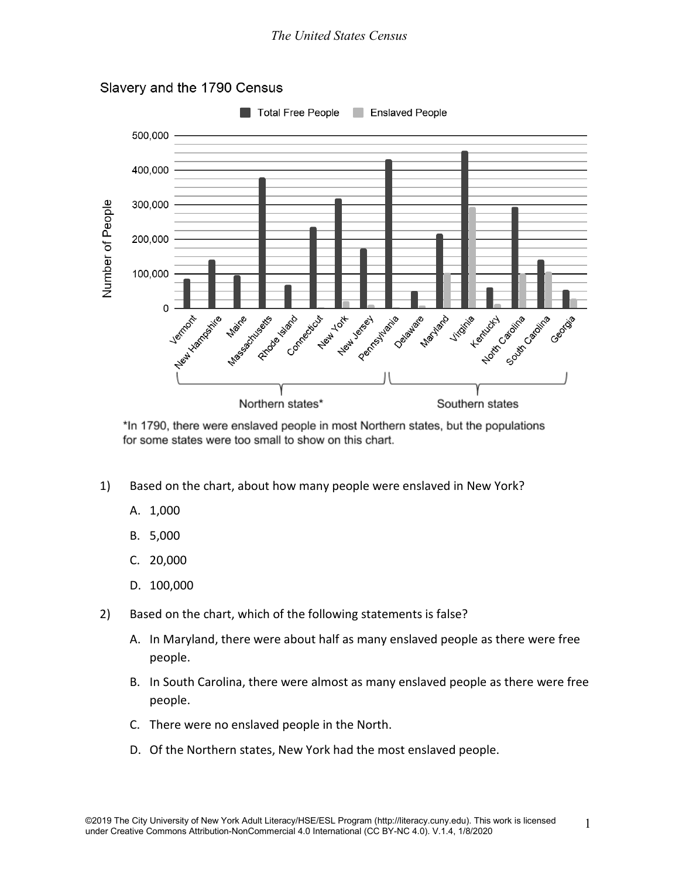## Slavery and the 1790 Census

*In 1790, there were enslaved people in most Northern states, but the populations for some states were too small to show on this chart.

1) Based on the chart, about how many people were enslaved in New York?

   A. 1,000

   B. 5,000

   C. 20,000

   D. 100,000

2) Based on the chart, which of the following statements is false?

   A. In Maryland, there were about half as many enslaved people as there were free people.

   B. In South Carolina, there were almost as many enslaved people as there were free people.

   C. There were no enslaved people in the North.

   D. Of the Northern states, New York had the most enslaved people.

©2019 The City University of New York Adult Literacy/HSE/ESL Program (http://literacy.cuny.edu). This work is licensed under Creative Commons Attribution-NonCommercial 4.0 International (CC BY-NC 4.0). V.1.4, 1/8/2020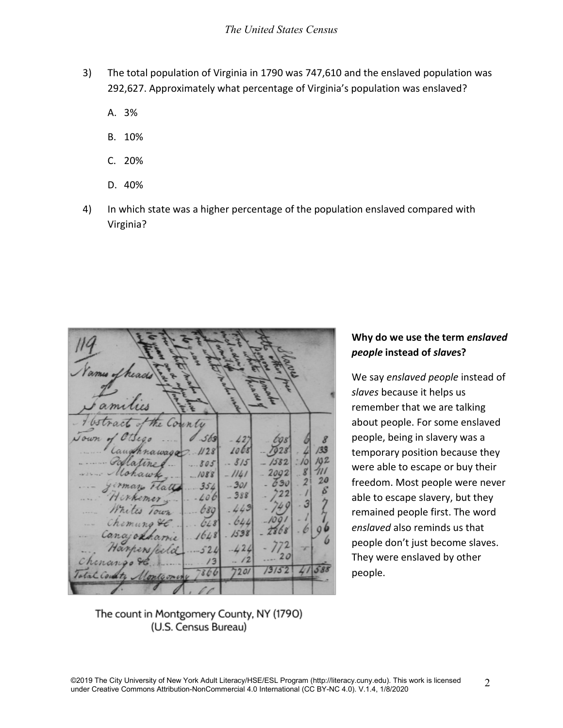3) The total population of Virginia in 1790 was 747,610 and the enslaved population was 292,627. Approximately what percentage of Virginia's population was enslaved?

   A. 3%

   B. 10%

   C. 20%

   D. 40%

4) In which state was a higher percentage of the population enslaved compared with Virginia?

The count in Montgomery County, NY (1790) (U.S. Census Bureau)

**Why do we use the term *enslaved people* instead of *slaves*?**

We say *enslaved people* instead of *slaves* because it helps us remember that we are talking about people. For some enslaved people, being in slavery was a temporary position because they were able to escape or buy their freedom. Most people were never able to escape slavery, but they remained people first. The word *enslaved* also reminds us that people don't just become slaves. They were enslaved by other people.

©2019 The City University of New York Adult Literacy/HSE/ESL Program (http://literacy.cuny.edu). This work is licensed under Creative Commons Attribution-NonCommercial 4.0 International (CC BY-NC 4.0). V.1.4, 1/8/2020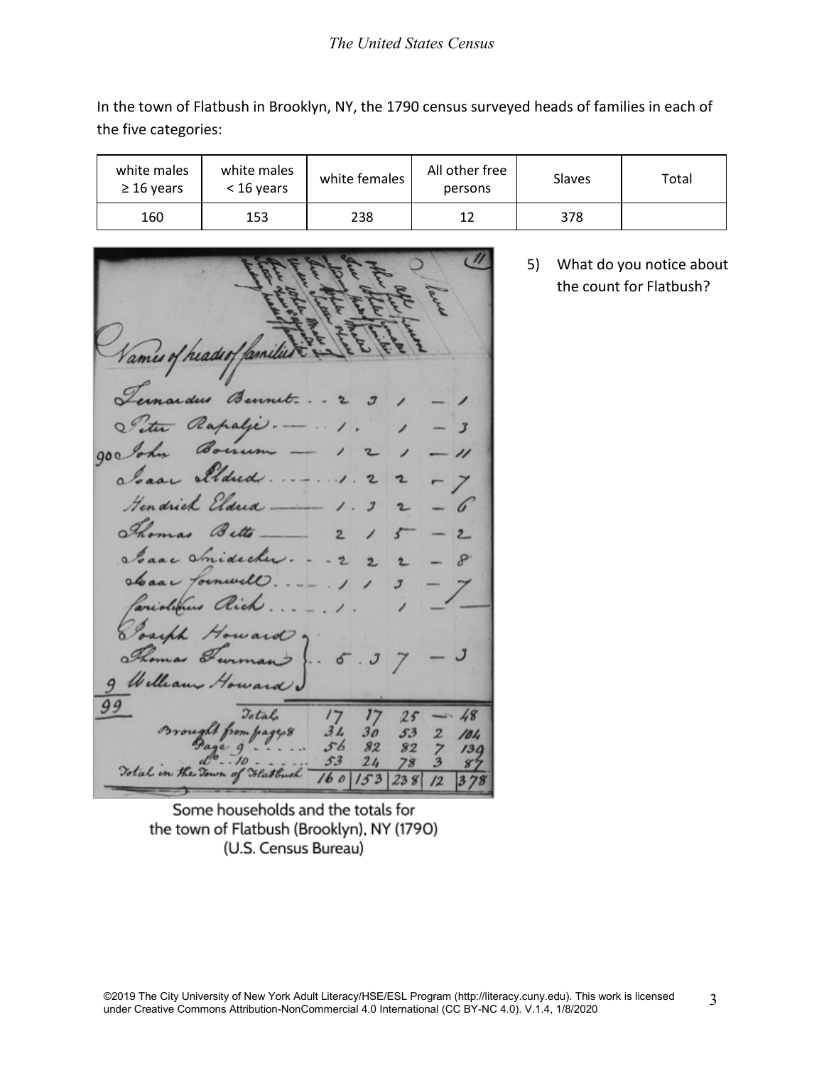In the town of Flatbush in Brooklyn, NY, the 1790 census surveyed heads of families in each of the five categories:

| white males ≥ 16 years | white males < 16 years | white females | All other free persons | Slaves | Total |
|---|---|---|---|---|---|
| 160 | 153 | 238 | 12 | 378 | |

5) What do you notice about the count for Flatbush?

Some households and the totals for the town of Flatbush (Brooklyn), NY (1790) (U.S. Census Bureau)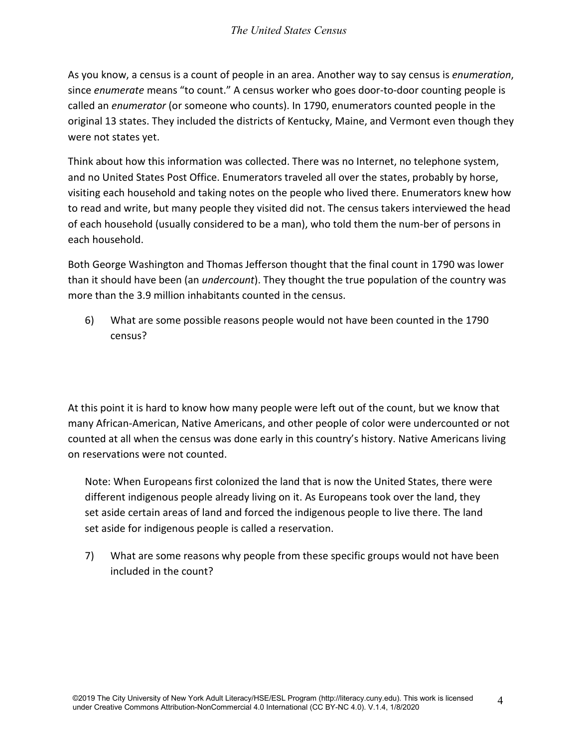As you know, a census is a count of people in an area. Another way to say census is *enumeration*, since *enumerate* means "to count." A census worker who goes door-to-door counting people is called an *enumerator* (or someone who counts). In 1790, enumerators counted people in the original 13 states. They included the districts of Kentucky, Maine, and Vermont even though they were not states yet.

Think about how this information was collected. There was no Internet, no telephone system, and no United States Post Office. Enumerators traveled all over the states, probably by horse, visiting each household and taking notes on the people who lived there. Enumerators knew how to read and write, but many people they visited did not. The census takers interviewed the head of each household (usually considered to be a man), who told them the num-ber of persons in each household.

Both George Washington and Thomas Jefferson thought that the final count in 1790 was lower than it should have been (an *undercount*). They thought the true population of the country was more than the 3.9 million inhabitants counted in the census.

6) What are some possible reasons people would not have been counted in the 1790 census?

At this point it is hard to know how many people were left out of the count, but we know that many African-American, Native Americans, and other people of color were undercounted or not counted at all when the census was done early in this country's history. Native Americans living on reservations were not counted.

Note: When Europeans first colonized the land that is now the United States, there were different indigenous people already living on it. As Europeans took over the land, they set aside certain areas of land and forced the indigenous people to live there. The land set aside for indigenous people is called a reservation.

7) What are some reasons why people from these specific groups would not have been included in the count?

©2019 The City University of New York Adult Literacy/HSE/ESL Program (http://literacy.cuny.edu). This work is licensed under Creative Commons Attribution-NonCommercial 4.0 International (CC BY-NC 4.0). V.1.4, 1/8/2020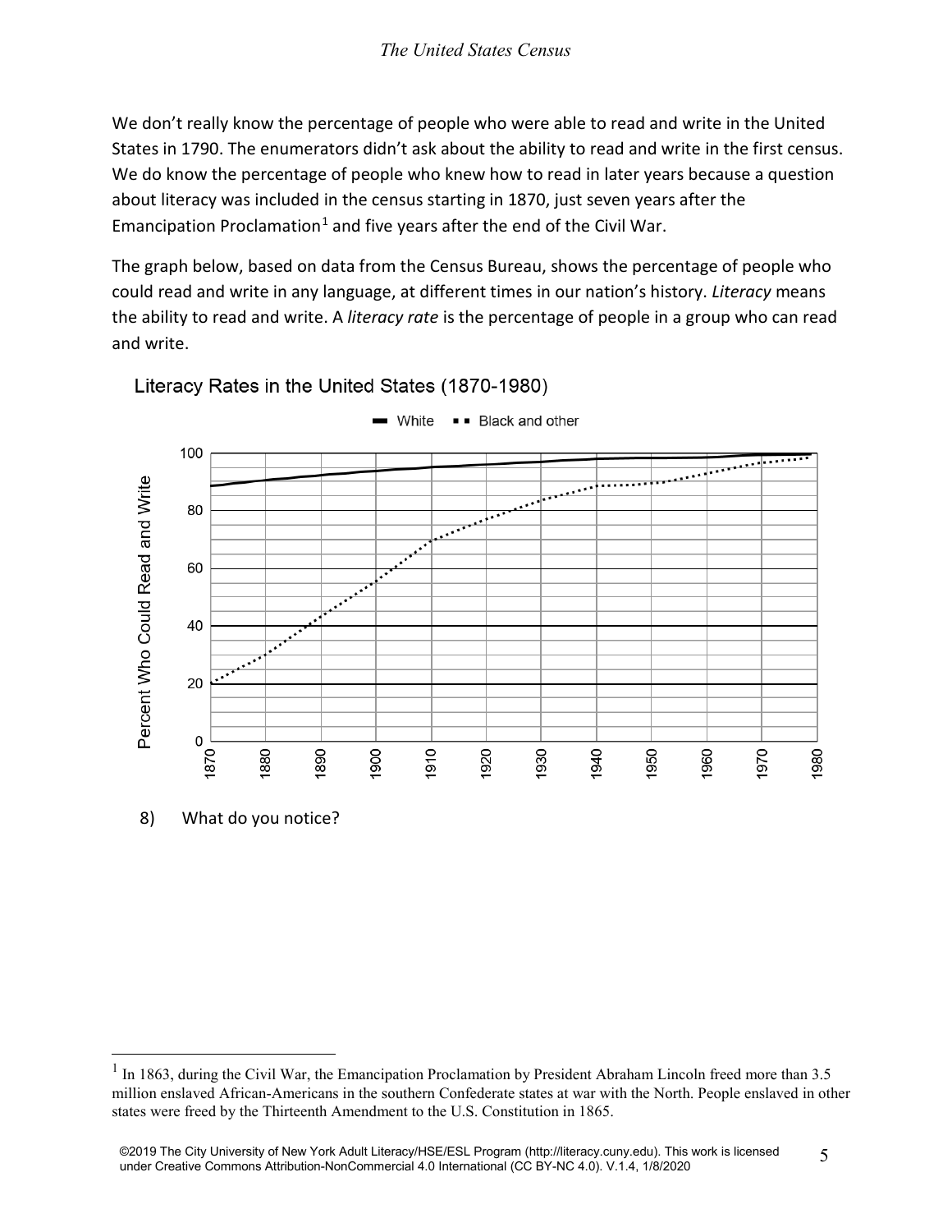We don't really know the percentage of people who were able to read and write in the United States in 1790. The enumerators didn't ask about the ability to read and write in the first census. We do know the percentage of people who knew how to read in later years because a question about literacy was included in the census starting in 1870, just seven years after the Emancipation Proclamation[1] and five years after the end of the Civil War.

The graph below, based on data from the Census Bureau, shows the percentage of people who could read and write in any language, at different times in our nation's history. *Literacy* means the ability to read and write. A *literacy rate* is the percentage of people in a group who can read and write.

Literacy Rates in the United States (1870-1980)

8) What do you notice?

[1] In 1863, during the Civil War, the Emancipation Proclamation by President Abraham Lincoln freed more than 3.5 million enslaved African-Americans in the southern Confederate states at war with the North. People enslaved in other states were freed by the Thirteenth Amendment to the U.S. Constitution in 1865.

©2019 The City University of New York Adult Literacy/HSE/ESL Program (http://literacy.cuny.edu). This work is licensed under Creative Commons Attribution-NonCommercial 4.0 International (CC BY-NC 4.0). V.1.4, 1/8/2020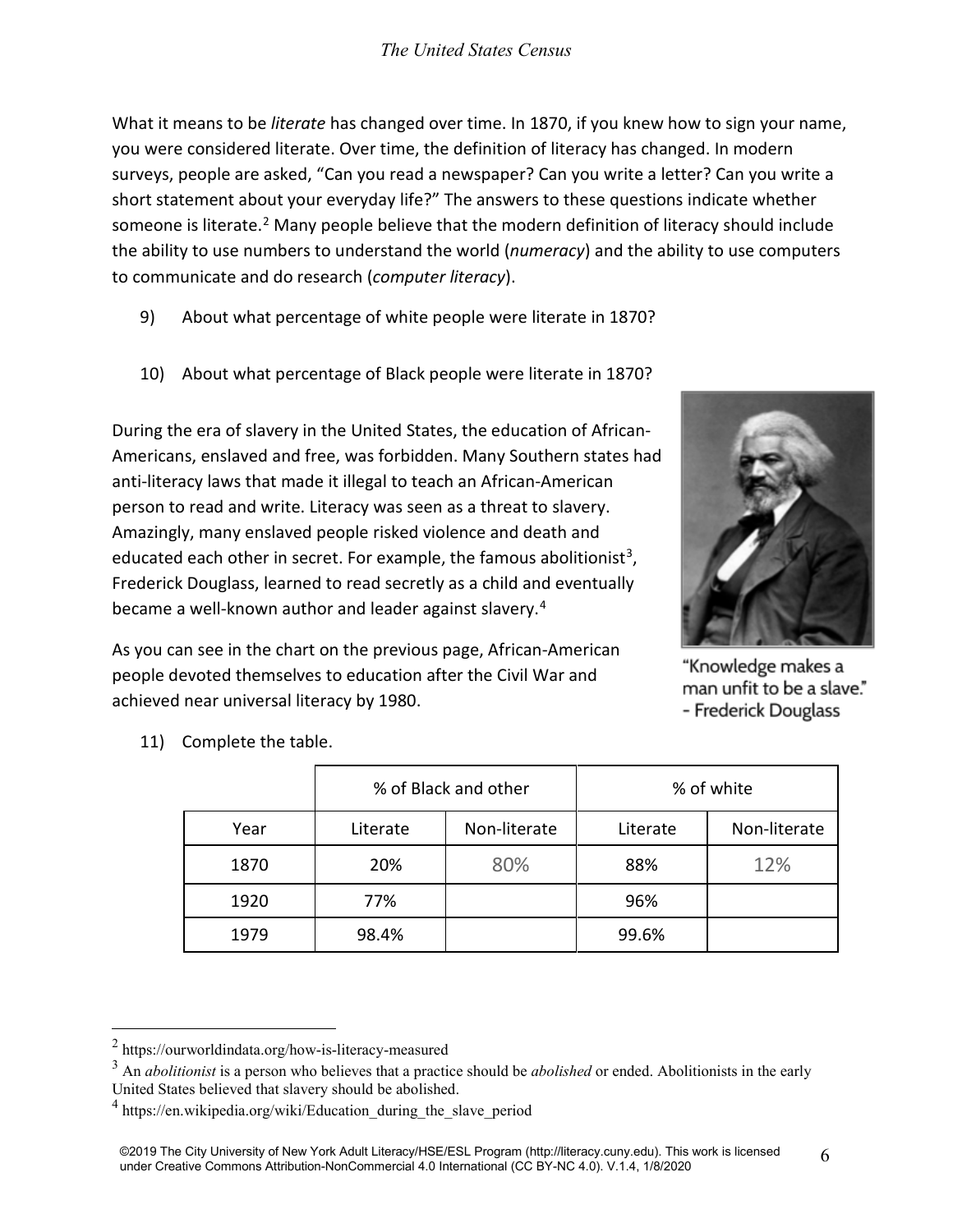What it means to be *literate* has changed over time. In 1870, if you knew how to sign your name, you were considered literate. Over time, the definition of literacy has changed. In modern surveys, people are asked, "Can you read a newspaper? Can you write a letter? Can you write a short statement about your everyday life?" The answers to these questions indicate whether someone is literate.[2] Many people believe that the modern definition of literacy should include the ability to use numbers to understand the world (*numeracy*) and the ability to use computers to communicate and do research (*computer literacy*).

9) About what percentage of white people were literate in 1870?

10) About what percentage of Black people were literate in 1870?

During the era of slavery in the United States, the education of African-Americans, enslaved and free, was forbidden. Many Southern states had anti-literacy laws that made it illegal to teach an African-American person to read and write. Literacy was seen as a threat to slavery. Amazingly, many enslaved people risked violence and death and educated each other in secret. For example, the famous abolitionist[3], Frederick Douglass, learned to read secretly as a child and eventually became a well-known author and leader against slavery.[4]

"Knowledge makes a man unfit to be a slave."
- Frederick Douglass

As you can see in the chart on the previous page, African-American people devoted themselves to education after the Civil War and achieved near universal literacy by 1980.

11) Complete the table.

| | % of Black and other | | % of white | |
|---|---|---|---|---|
| Year | Literate | Non-literate | Literate | Non-literate |
| 1870 | 20% | 80% | 88% | 12% |
| 1920 | 77% | | 96% | |
| 1979 | 98.4% | | 99.6% | |

[2] https://ourworldindata.org/how-is-literacy-measured

[3] An *abolitionist* is a person who believes that a practice should be *abolished* or ended. Abolitionists in the early United States believed that slavery should be abolished.

[4] https://en.wikipedia.org/wiki/Education_during_the_slave_period

©2019 The City University of New York Adult Literacy/HSE/ESL Program (http://literacy.cuny.edu). This work is licensed under Creative Commons Attribution-NonCommercial 4.0 International (CC BY-NC 4.0). V.1.4, 1/8/2020